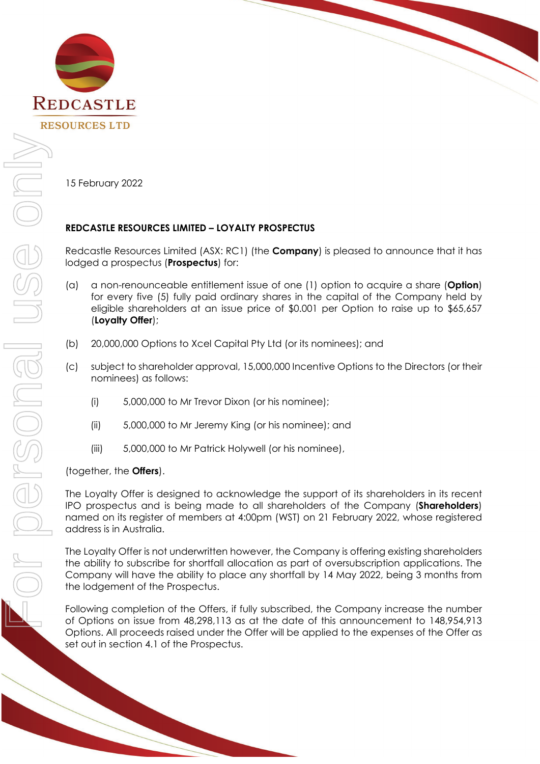REDCASTLE RESOURCES LTD

15 February 2022

**REDCASTLE RESOURCES LIMITED – LOYALTY PROSPECTUS**

Redcastle Resources Limited (ASX: RC1) (the **Company**) is pleased to announce that it has lodged a prospectus (**Prospectus**) for:

(a) a non-renounceable entitlement issue of one (1) option to acquire a share (**Option**) for every five (5) fully paid ordinary shares in the capital of the Company held by eligible shareholders at an issue price of $0.001 per Option to raise up to $65,657 (**Loyalty Offer**);

(b) 20,000,000 Options to Xcel Capital Pty Ltd (or its nominees); and

(c) subject to shareholder approval, 15,000,000 Incentive Options to the Directors (or their nominees) as follows:

 (i) 5,000,000 to Mr Trevor Dixon (or his nominee);

 (ii) 5,000,000 to Mr Jeremy King (or his nominee); and

 (iii) 5,000,000 to Mr Patrick Holywell (or his nominee),

(together, the **Offers**).

The Loyalty Offer is designed to acknowledge the support of its shareholders in its recent IPO prospectus and is being made to all shareholders of the Company (**Shareholders**) named on its register of members at 4:00pm (WST) on 21 February 2022, whose registered address is in Australia.

The Loyalty Offer is not underwritten however, the Company is offering existing shareholders the ability to subscribe for shortfall allocation as part of oversubscription applications. The Company will have the ability to place any shortfall by 14 May 2022, being 3 months from the lodgement of the Prospectus.

Following completion of the Offers, if fully subscribed, the Company increase the number of Options on issue from 48,298,113 as at the date of this announcement to 148,954,913 Options. All proceeds raised under the Offer will be applied to the expenses of the Offer as set out in section 4.1 of the Prospectus.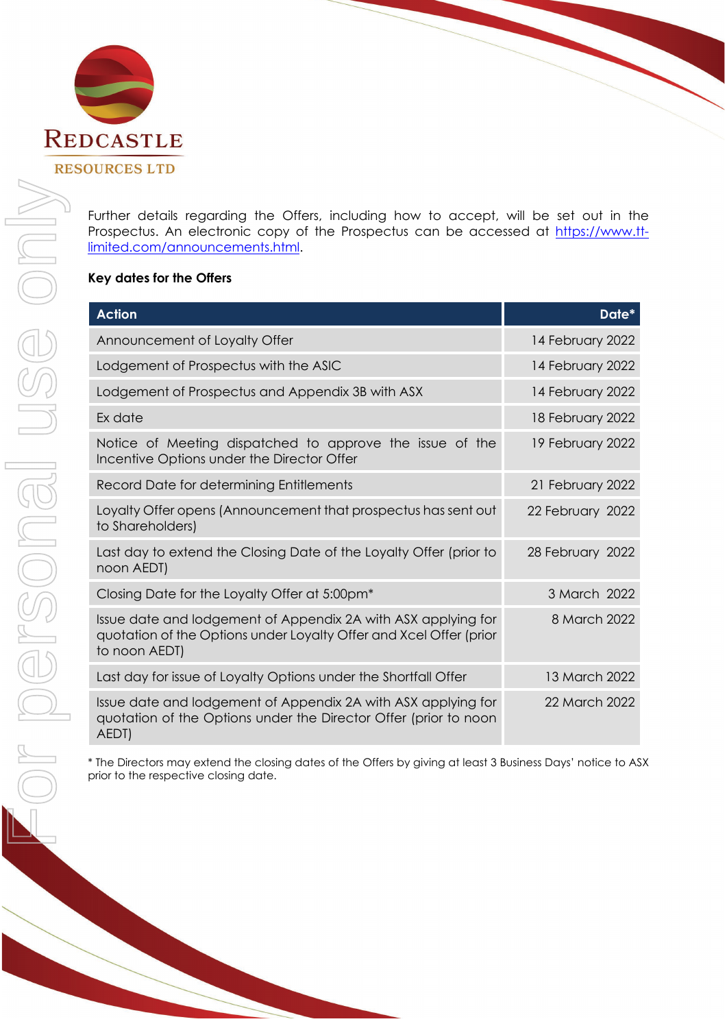Further details regarding the Offers, including how to accept, will be set out in the Prospectus. An electronic copy of the Prospectus can be accessed at https://www.tt-limited.com/announcements.html.

**Key dates for the Offers**

| Action | Date* |
|---|---|
| Announcement of Loyalty Offer | 14 February 2022 |
| Lodgement of Prospectus with the ASIC | 14 February 2022 |
| Lodgement of Prospectus and Appendix 3B with ASX | 14 February 2022 |
| Ex date | 18 February 2022 |
| Notice of Meeting dispatched to approve the issue of the Incentive Options under the Director Offer | 19 February 2022 |
| Record Date for determining Entitlements | 21 February 2022 |
| Loyalty Offer opens (Announcement that prospectus has sent out to Shareholders) | 22 February 2022 |
| Last day to extend the Closing Date of the Loyalty Offer (prior to noon AEDT) | 28 February 2022 |
| Closing Date for the Loyalty Offer at 5:00pm* | 3 March 2022 |
| Issue date and lodgement of Appendix 2A with ASX applying for quotation of the Options under Loyalty Offer and Xcel Offer (prior to noon AEDT) | 8 March 2022 |
| Last day for issue of Loyalty Options under the Shortfall Offer | 13 March 2022 |
| Issue date and lodgement of Appendix 2A with ASX applying for quotation of the Options under the Director Offer (prior to noon AEDT) | 22 March 2022 |

* The Directors may extend the closing dates of the Offers by giving at least 3 Business Days' notice to ASX prior to the respective closing date.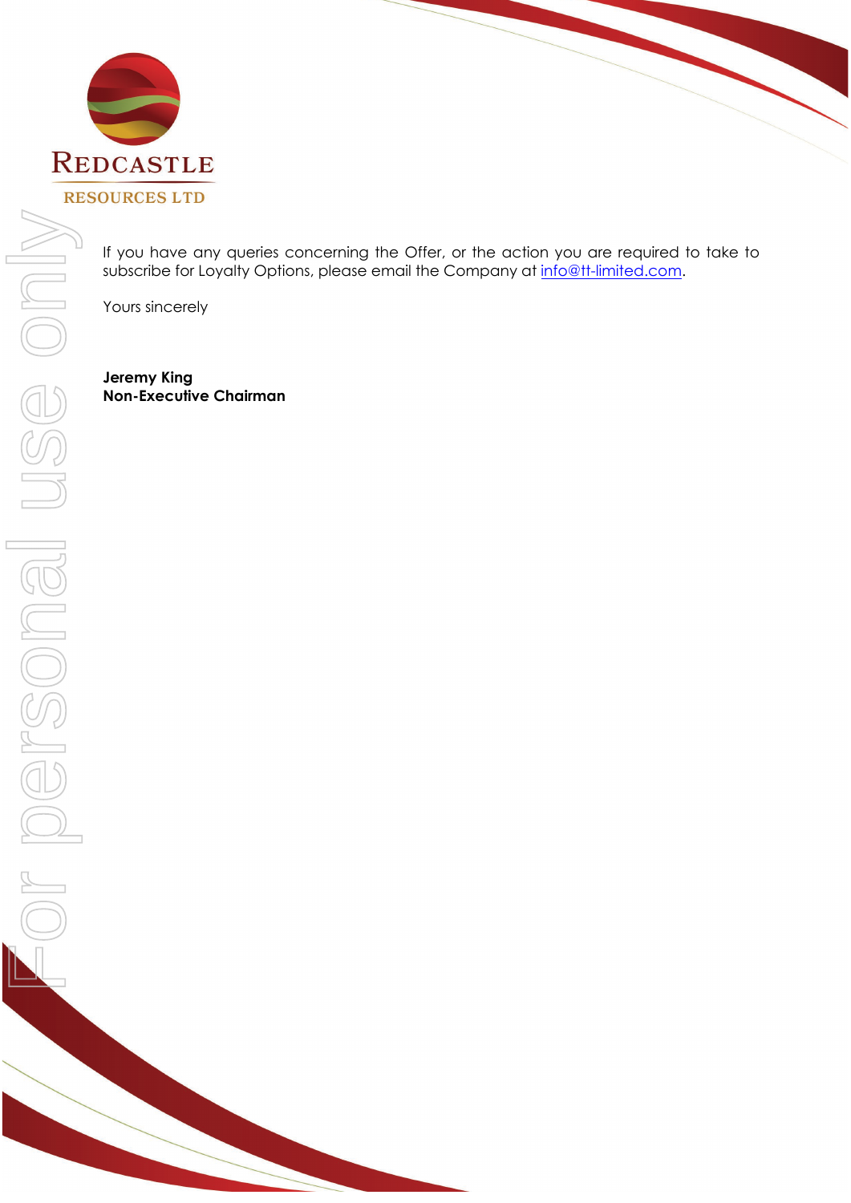If you have any queries concerning the Offer, or the action you are required to take to subscribe for Loyalty Options, please email the Company at info@tt-limited.com.

Yours sincerely

**Jeremy King**
**Non-Executive Chairman**